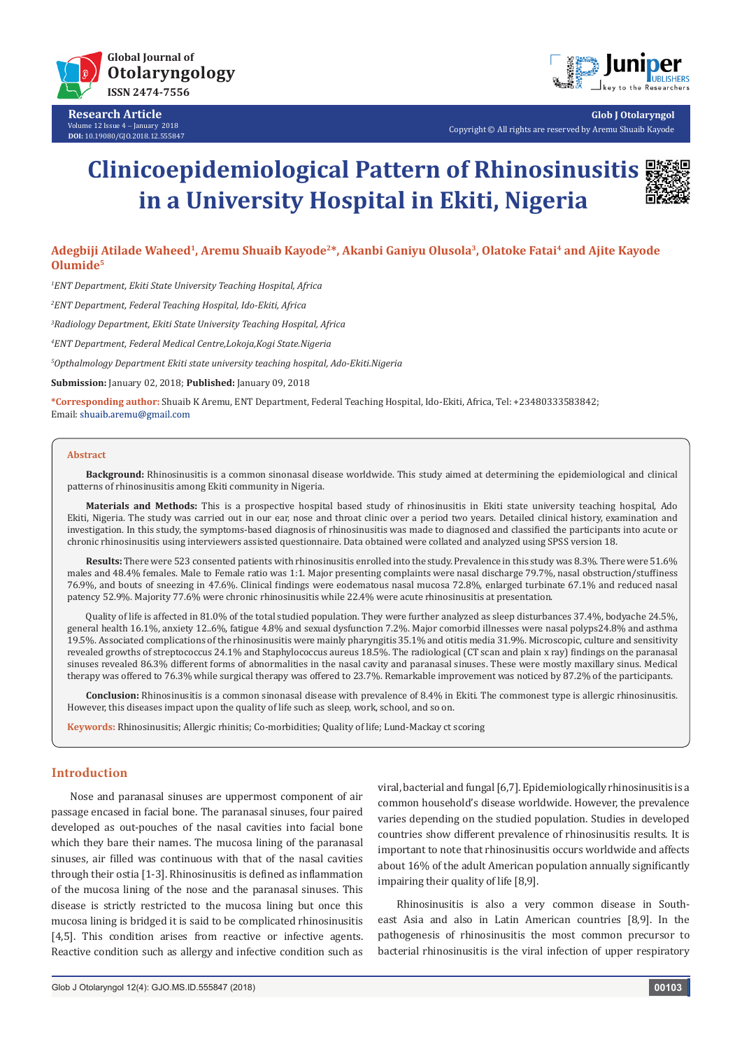# Clinicoepidemiological Pattern of Rhinosinusitis in a University Hospital in Ekiti, Nigeria

**Adegbiji Atilade Waheed[1], Aremu Shuaib Kayode[2]*, Akanbi Ganiyu Olusola[3], Olatoke Fatai[4] and Ajite Kayode Olumide[5]**

*[1]ENT Department, Ekiti State University Teaching Hospital, Africa*

*[2]ENT Department, Federal Teaching Hospital, Ido-Ekiti, Africa*

*[3]Radiology Department, Ekiti State University Teaching Hospital, Africa*

*[4]ENT Department, Federal Medical Centre,Lokoja,Kogi State.Nigeria*

*[5]Opthalmology Department Ekiti state university teaching hospital, Ado-Ekiti.Nigeria*

**Submission:** January 02, 2018; **Published:** January 09, 2018

**\*Corresponding author:** Shuaib K Aremu, ENT Department, Federal Teaching Hospital, Ido-Ekiti, Africa, Tel: +23480333583842; Email: shuaib.aremu@gmail.com

## Abstract

**Background:** Rhinosinusitis is a common sinonasal disease worldwide. This study aimed at determining the epidemiological and clinical patterns of rhinosinusitis among Ekiti community in Nigeria.

**Materials and Methods:** This is a prospective hospital based study of rhinosinusitis in Ekiti state university teaching hospital, Ado Ekiti, Nigeria. The study was carried out in our ear, nose and throat clinic over a period two years. Detailed clinical history, examination and investigation. In this study, the symptoms-based diagnosis of rhinosinusitis was made to diagnosed and classified the participants into acute or chronic rhinosinusitis using interviewers assisted questionnaire. Data obtained were collated and analyzed using SPSS version 18.

**Results:** There were 523 consented patients with rhinosinusitis enrolled into the study. Prevalence in this study was 8.3%. There were 51.6% males and 48.4% females. Male to Female ratio was 1:1. Major presenting complaints were nasal discharge 79.7%, nasal obstruction/stuffiness 76.9%, and bouts of sneezing in 47.6%. Clinical findings were eodematous nasal mucosa 72.8%, enlarged turbinate 67.1% and reduced nasal patency 52.9%. Majority 77.6% were chronic rhinosinusitis while 22.4% were acute rhinosinusitis at presentation.

Quality of life is affected in 81.0% of the total studied population. They were further analyzed as sleep disturbances 37.4%, bodyache 24.5%, general health 16.1%, anxiety 12..6%, fatigue 4.8% and sexual dysfunction 7.2%. Major comorbid illnesses were nasal polyps24.8% and asthma 19.5%. Associated complications of the rhinosinusitis were mainly pharyngitis 35.1% and otitis media 31.9%. Microscopic, culture and sensitivity revealed growths of streptococcus 24.1% and Staphylococcus aureus 18.5%. The radiological (CT scan and plain x ray) findings on the paranasal sinuses revealed 86.3% different forms of abnormalities in the nasal cavity and paranasal sinuses. These were mostly maxillary sinus. Medical therapy was offered to 76.3% while surgical therapy was offered to 23.7%. Remarkable improvement was noticed by 87.2% of the participants.

**Conclusion:** Rhinosinusitis is a common sinonasal disease with prevalence of 8.4% in Ekiti. The commonest type is allergic rhinosinusitis. However, this diseases impact upon the quality of life such as sleep, work, school, and so on.

**Keywords:** Rhinosinusitis; Allergic rhinitis; Co-morbidities; Quality of life; Lund-Mackay ct scoring

## Introduction

Nose and paranasal sinuses are uppermost component of air passage encased in facial bone. The paranasal sinuses, four paired developed as out-pouches of the nasal cavities into facial bone which they bare their names. The mucosa lining of the paranasal sinuses, air filled was continuous with that of the nasal cavities through their ostia [1-3]. Rhinosinusitis is defined as inflammation of the mucosa lining of the nose and the paranasal sinuses. This disease is strictly restricted to the mucosa lining but once this mucosa lining is bridged it is said to be complicated rhinosinusitis [4,5]. This condition arises from reactive or infective agents. Reactive condition such as allergy and infective condition such as viral, bacterial and fungal [6,7]. Epidemiologically rhinosinusitis is a common household's disease worldwide. However, the prevalence varies depending on the studied population. Studies in developed countries show different prevalence of rhinosinusitis results. It is important to note that rhinosinusitis occurs worldwide and affects about 16% of the adult American population annually significantly impairing their quality of life [8,9].

Rhinosinusitis is also a very common disease in South-east Asia and also in Latin American countries [8,9]. In the pathogenesis of rhinosinusitis the most common precursor to bacterial rhinosinusitis is the viral infection of upper respiratory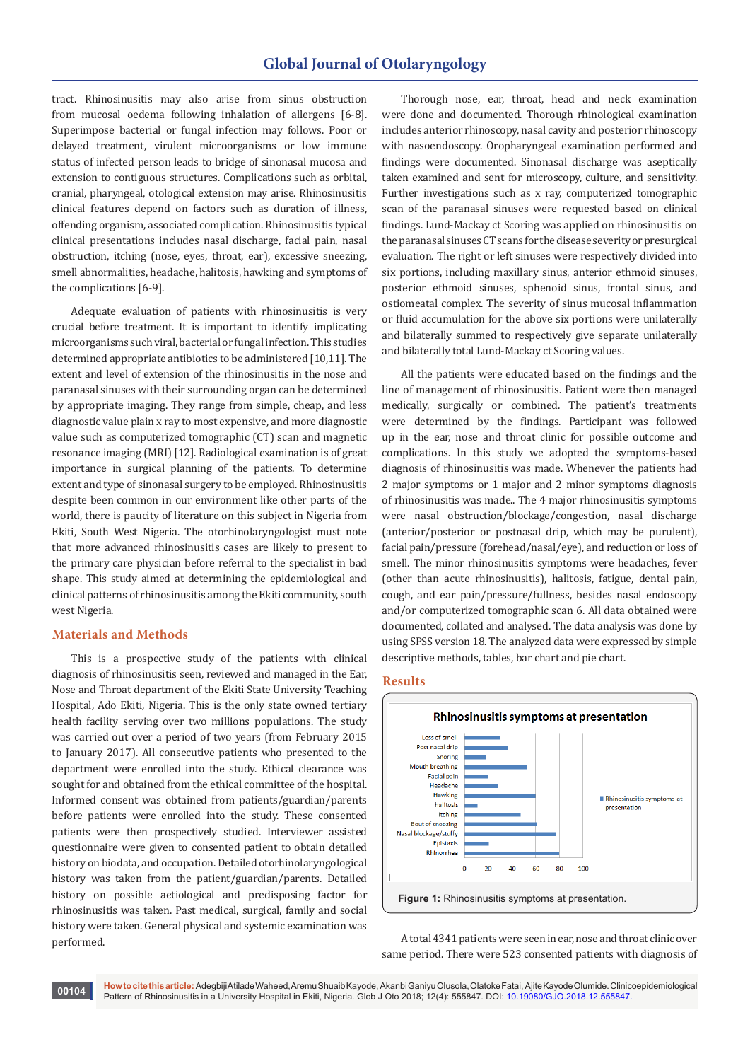tract. Rhinosinusitis may also arise from sinus obstruction from mucosal oedema following inhalation of allergens [6-8]. Superimpose bacterial or fungal infection may follows. Poor or delayed treatment, virulent microorganisms or low immune status of infected person leads to bridge of sinonasal mucosa and extension to contiguous structures. Complications such as orbital, cranial, pharyngeal, otological extension may arise. Rhinosinusitis clinical features depend on factors such as duration of illness, offending organism, associated complication. Rhinosinusitis typical clinical presentations includes nasal discharge, facial pain, nasal obstruction, itching (nose, eyes, throat, ear), excessive sneezing, smell abnormalities, headache, halitosis, hawking and symptoms of the complications [6-9].

Adequate evaluation of patients with rhinosinusitis is very crucial before treatment. It is important to identify implicating microorganisms such viral, bacterial or fungal infection. This studies determined appropriate antibiotics to be administered [10,11]. The extent and level of extension of the rhinosinusitis in the nose and paranasal sinuses with their surrounding organ can be determined by appropriate imaging. They range from simple, cheap, and less diagnostic value plain x ray to most expensive, and more diagnostic value such as computerized tomographic (CT) scan and magnetic resonance imaging (MRI) [12]. Radiological examination is of great importance in surgical planning of the patients. To determine extent and type of sinonasal surgery to be employed. Rhinosinusitis despite been common in our environment like other parts of the world, there is paucity of literature on this subject in Nigeria from Ekiti, South West Nigeria. The otorhinolaryngologist must note that more advanced rhinosinusitis cases are likely to present to the primary care physician before referral to the specialist in bad shape. This study aimed at determining the epidemiological and clinical patterns of rhinosinusitis among the Ekiti community, south west Nigeria.

## Materials and Methods

This is a prospective study of the patients with clinical diagnosis of rhinosinusitis seen, reviewed and managed in the Ear, Nose and Throat department of the Ekiti State University Teaching Hospital, Ado Ekiti, Nigeria. This is the only state owned tertiary health facility serving over two millions populations. The study was carried out over a period of two years (from February 2015 to January 2017). All consecutive patients who presented to the department were enrolled into the study. Ethical clearance was sought for and obtained from the ethical committee of the hospital. Informed consent was obtained from patients/guardian/parents before patients were enrolled into the study. These consented patients were then prospectively studied. Interviewer assisted questionnaire were given to consented patient to obtain detailed history on biodata, and occupation. Detailed otorhinolaryngological history was taken from the patient/guardian/parents. Detailed history on possible aetiological and predisposing factor for rhinosinusitis was taken. Past medical, surgical, family and social history were taken. General physical and systemic examination was performed.

Thorough nose, ear, throat, head and neck examination were done and documented. Thorough rhinological examination includes anterior rhinoscopy, nasal cavity and posterior rhinoscopy with nasoendoscopy. Oropharyngeal examination performed and findings were documented. Sinonasal discharge was aseptically taken examined and sent for microscopy, culture, and sensitivity. Further investigations such as x ray, computerized tomographic scan of the paranasal sinuses were requested based on clinical findings. Lund-Mackay ct Scoring was applied on rhinosinusitis on the paranasal sinuses CT scans for the disease severity or presurgical evaluation. The right or left sinuses were respectively divided into six portions, including maxillary sinus, anterior ethmoid sinuses, posterior ethmoid sinuses, sphenoid sinus, frontal sinus, and ostiomeatal complex. The severity of sinus mucosal inflammation or fluid accumulation for the above six portions were unilaterally and bilaterally summed to respectively give separate unilaterally and bilaterally total Lund-Mackay ct Scoring values.

All the patients were educated based on the findings and the line of management of rhinosinusitis. Patient were then managed medically, surgically or combined. The patient's treatments were determined by the findings. Participant was followed up in the ear, nose and throat clinic for possible outcome and complications. In this study we adopted the symptoms-based diagnosis of rhinosinusitis was made. Whenever the patients had 2 major symptoms or 1 major and 2 minor symptoms diagnosis of rhinosinusitis was made.. The 4 major rhinosinusitis symptoms were nasal obstruction/blockage/congestion, nasal discharge (anterior/posterior or postnasal drip, which may be purulent), facial pain/pressure (forehead/nasal/eye), and reduction or loss of smell. The minor rhinosinusitis symptoms were headaches, fever (other than acute rhinosinusitis), halitosis, fatigue, dental pain, cough, and ear pain/pressure/fullness, besides nasal endoscopy and/or computerized tomographic scan 6. All data obtained were documented, collated and analysed. The data analysis was done by using SPSS version 18. The analyzed data were expressed by simple descriptive methods, tables, bar chart and pie chart.

## Results

**Figure 1:** Rhinosinusitis symptoms at presentation.

A total 4341 patients were seen in ear, nose and throat clinic over same period. There were 523 consented patients with diagnosis of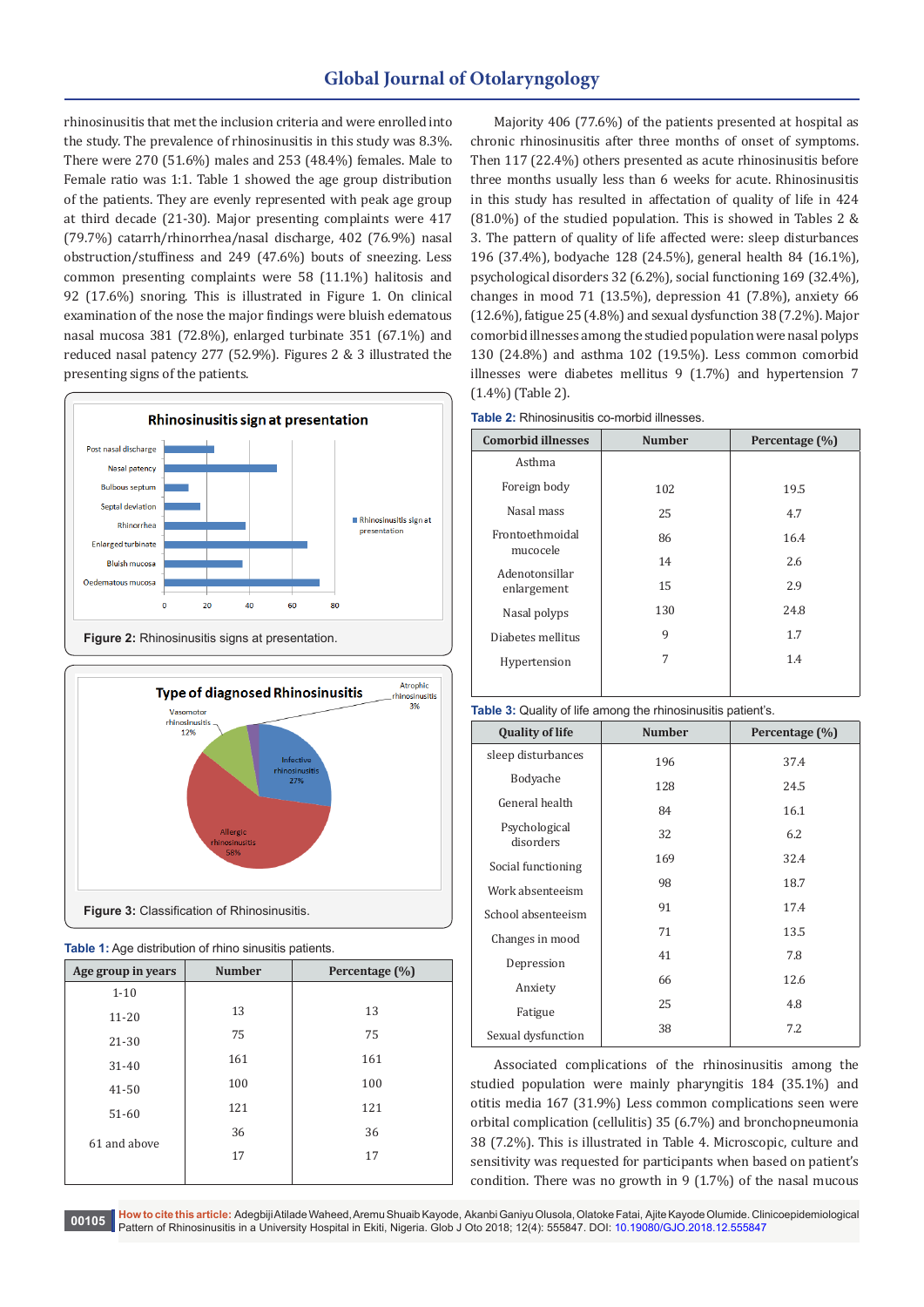rhinosinusitis that met the inclusion criteria and were enrolled into the study. The prevalence of rhinosinusitis in this study was 8.3%. There were 270 (51.6%) males and 253 (48.4%) females. Male to Female ratio was 1:1. Table 1 showed the age group distribution of the patients. They are evenly represented with peak age group at third decade (21-30). Major presenting complaints were 417 (79.7%) catarrh/rhinorrhea/nasal discharge, 402 (76.9%) nasal obstruction/stuffiness and 249 (47.6%) bouts of sneezing. Less common presenting complaints were 58 (11.1%) halitosis and 92 (17.6%) snoring. This is illustrated in Figure 1. On clinical examination of the nose the major findings were bluish edematous nasal mucosa 381 (72.8%), enlarged turbinate 351 (67.1%) and reduced nasal patency 277 (52.9%). Figures 2 & 3 illustrated the presenting signs of the patients.

Figure 2: Rhinosinusitis signs at presentation.

Figure 3: Classification of Rhinosinusitis.

Table 1: Age distribution of rhino sinusitis patients.

| Age group in years | Number | Percentage (%) |
|---|---|---|
| 1-10 | 13 | 13 |
| 11-20 | 75 | 75 |
| 21-30 | 161 | 161 |
| 31-40 | 100 | 100 |
| 41-50 | 121 | 121 |
| 51-60 | 36 | 36 |
| 61 and above | 17 | 17 |

Majority 406 (77.6%) of the patients presented at hospital as chronic rhinosinusitis after three months of onset of symptoms. Then 117 (22.4%) others presented as acute rhinosinusitis before three months usually less than 6 weeks for acute. Rhinosinusitis in this study has resulted in affectation of quality of life in 424 (81.0%) of the studied population. This is showed in Tables 2 & 3. The pattern of quality of life affected were: sleep disturbances 196 (37.4%), bodyache 128 (24.5%), general health 84 (16.1%), psychological disorders 32 (6.2%), social functioning 169 (32.4%), changes in mood 71 (13.5%), depression 41 (7.8%), anxiety 66 (12.6%), fatigue 25 (4.8%) and sexual dysfunction 38 (7.2%). Major comorbid illnesses among the studied population were nasal polyps 130 (24.8%) and asthma 102 (19.5%). Less common comorbid illnesses were diabetes mellitus 9 (1.7%) and hypertension 7 (1.4%) (Table 2).

Table 2: Rhinosinusitis co-morbid illnesses.

| Comorbid illnesses | Number | Percentage (%) |
|---|---|---|
| Asthma | 102 | 19.5 |
| Foreign body | 25 | 4.7 |
| Nasal mass | 86 | 16.4 |
| Frontoethmoidal mucocele | 14 | 2.6 |
| Adenotonsillar enlargement | 15 | 2.9 |
| Nasal polyps | 130 | 24.8 |
| Diabetes mellitus | 9 | 1.7 |
| Hypertension | 7 | 1.4 |

Table 3: Quality of life among the rhinosinusitis patient's.

| Quality of life | Number | Percentage (%) |
|---|---|---|
| sleep disturbances | 196 | 37.4 |
| Bodyache | 128 | 24.5 |
| General health | 84 | 16.1 |
| Psychological disorders | 32 | 6.2 |
| Social functioning | 169 | 32.4 |
| Work absenteeism | 98 | 18.7 |
| School absenteeism | 91 | 17.4 |
| Changes in mood | 71 | 13.5 |
| Depression | 41 | 7.8 |
| Anxiety | 66 | 12.6 |
| Fatigue | 25 | 4.8 |
| Sexual dysfunction | 38 | 7.2 |

Associated complications of the rhinosinusitis among the studied population were mainly pharyngitis 184 (35.1%) and otitis media 167 (31.9%) Less common complications seen were orbital complication (cellulitis) 35 (6.7%) and bronchopneumonia 38 (7.2%). This is illustrated in Table 4. Microscopic, culture and sensitivity was requested for participants when based on patient's condition. There was no growth in 9 (1.7%) of the nasal mucous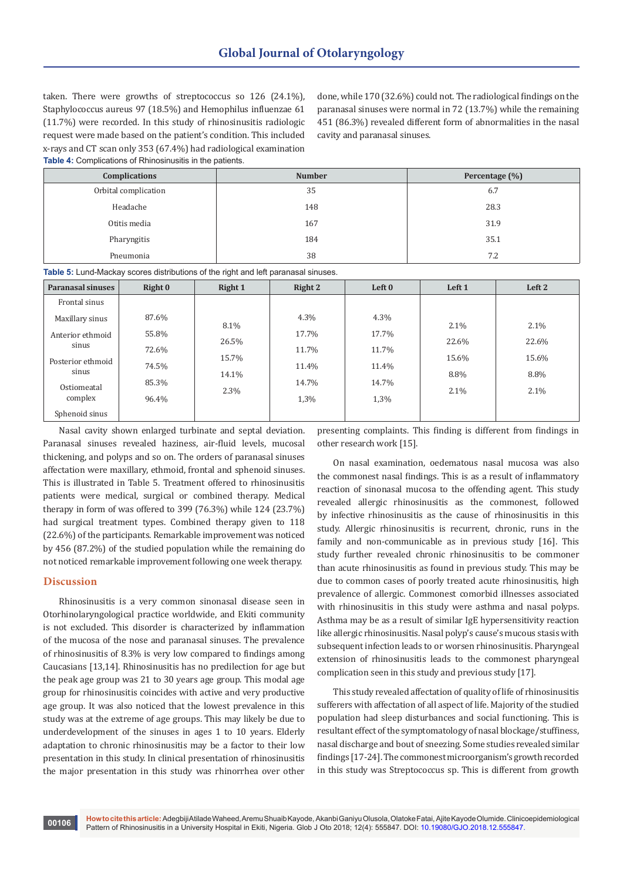taken. There were growths of streptococcus so 126 (24.1%), Staphylococcus aureus 97 (18.5%) and Hemophilus influenzae 61 (11.7%) were recorded. In this study of rhinosinusitis radiologic request were made based on the patient's condition. This included x-rays and CT scan only 353 (67.4%) had radiological examination done, while 170 (32.6%) could not. The radiological findings on the paranasal sinuses were normal in 72 (13.7%) while the remaining 451 (86.3%) revealed different form of abnormalities in the nasal cavity and paranasal sinuses.

**Table 4:** Complications of Rhinosinusitis in the patients.

| Complications | Number | Percentage (%) |
|---|---|---|
| Orbital complication | 35 | 6.7 |
| Headache | 148 | 28.3 |
| Otitis media | 167 | 31.9 |
| Pharyngitis | 184 | 35.1 |
| Pneumonia | 38 | 7.2 |

**Table 5:** Lund-Mackay scores distributions of the right and left paranasal sinuses.

| Paranasal sinuses | Right 0 | Right 1 | Right 2 | Left 0 | Left 1 | Left 2 |
|---|---|---|---|---|---|---|
| Frontal sinus | 87.6% | 8.1% | 4.3% | 4.3% | 2.1% | 2.1% |
| Maxillary sinus | 55.8% | 26.5% | 17.7% | 17.7% | 22.6% | 22.6% |
| Anterior ethmoid sinus | 72.6% | 15.7% | 11.7% | 11.7% | 15.6% | 15.6% |
| Posterior ethmoid sinus | 74.5% | 14.1% | 11.4% | 11.4% | 8.8% | 8.8% |
| Ostiomeatal complex | 85.3% | | 14.7% | 14.7% | | |
| Sphenoid sinus | 96.4% | 2.3% | 1,3% | 1,3% | 2.1% | 2.1% |

Nasal cavity shown enlarged turbinate and septal deviation. Paranasal sinuses revealed haziness, air-fluid levels, mucosal thickening, and polyps and so on. The orders of paranasal sinuses affectation were maxillary, ethmoid, frontal and sphenoid sinuses. This is illustrated in Table 5. Treatment offered to rhinosinusitis patients were medical, surgical or combined therapy. Medical therapy in form of was offered to 399 (76.3%) while 124 (23.7%) had surgical treatment types. Combined therapy given to 118 (22.6%) of the participants. Remarkable improvement was noticed by 456 (87.2%) of the studied population while the remaining do not noticed remarkable improvement following one week therapy.

## Discussion

Rhinosinusitis is a very common sinonasal disease seen in Otorhinolaryngological practice worldwide, and Ekiti community is not excluded. This disorder is characterized by inflammation of the mucosa of the nose and paranasal sinuses. The prevalence of rhinosinusitis of 8.3% is very low compared to findings among Caucasians [13,14]. Rhinosinusitis has no predilection for age but the peak age group was 21 to 30 years age group. This modal age group for rhinosinusitis coincides with active and very productive age group. It was also noticed that the lowest prevalence in this study was at the extreme of age groups. This may likely be due to underdevelopment of the sinuses in ages 1 to 10 years. Elderly adaptation to chronic rhinosinusitis may be a factor to their low presentation in this study. In clinical presentation of rhinosinusitis the major presentation in this study was rhinorrhea over other presenting complaints. This finding is different from findings in other research work [15].

On nasal examination, oedematous nasal mucosa was also the commonest nasal findings. This is as a result of inflammatory reaction of sinonasal mucosa to the offending agent. This study revealed allergic rhinosinusitis as the commonest, followed by infective rhinosinusitis as the cause of rhinosinusitis in this study. Allergic rhinosinusitis is recurrent, chronic, runs in the family and non-communicable as in previous study [16]. This study further revealed chronic rhinosinusitis to be commoner than acute rhinosinusitis as found in previous study. This may be due to common cases of poorly treated acute rhinosinusitis, high prevalence of allergic. Commonest comorbid illnesses associated with rhinosinusitis in this study were asthma and nasal polyps. Asthma may be as a result of similar IgE hypersensitivity reaction like allergic rhinosinusitis. Nasal polyp's cause's mucous stasis with subsequent infection leads to or worsen rhinosinusitis. Pharyngeal extension of rhinosinusitis leads to the commonest pharyngeal complication seen in this study and previous study [17].

This study revealed affectation of quality of life of rhinosinusitis sufferers with affectation of all aspect of life. Majority of the studied population had sleep disturbances and social functioning. This is resultant effect of the symptomatology of nasal blockage/stuffiness, nasal discharge and bout of sneezing. Some studies revealed similar findings [17-24]. The commonest microorganism's growth recorded in this study was Streptococcus sp. This is different from growth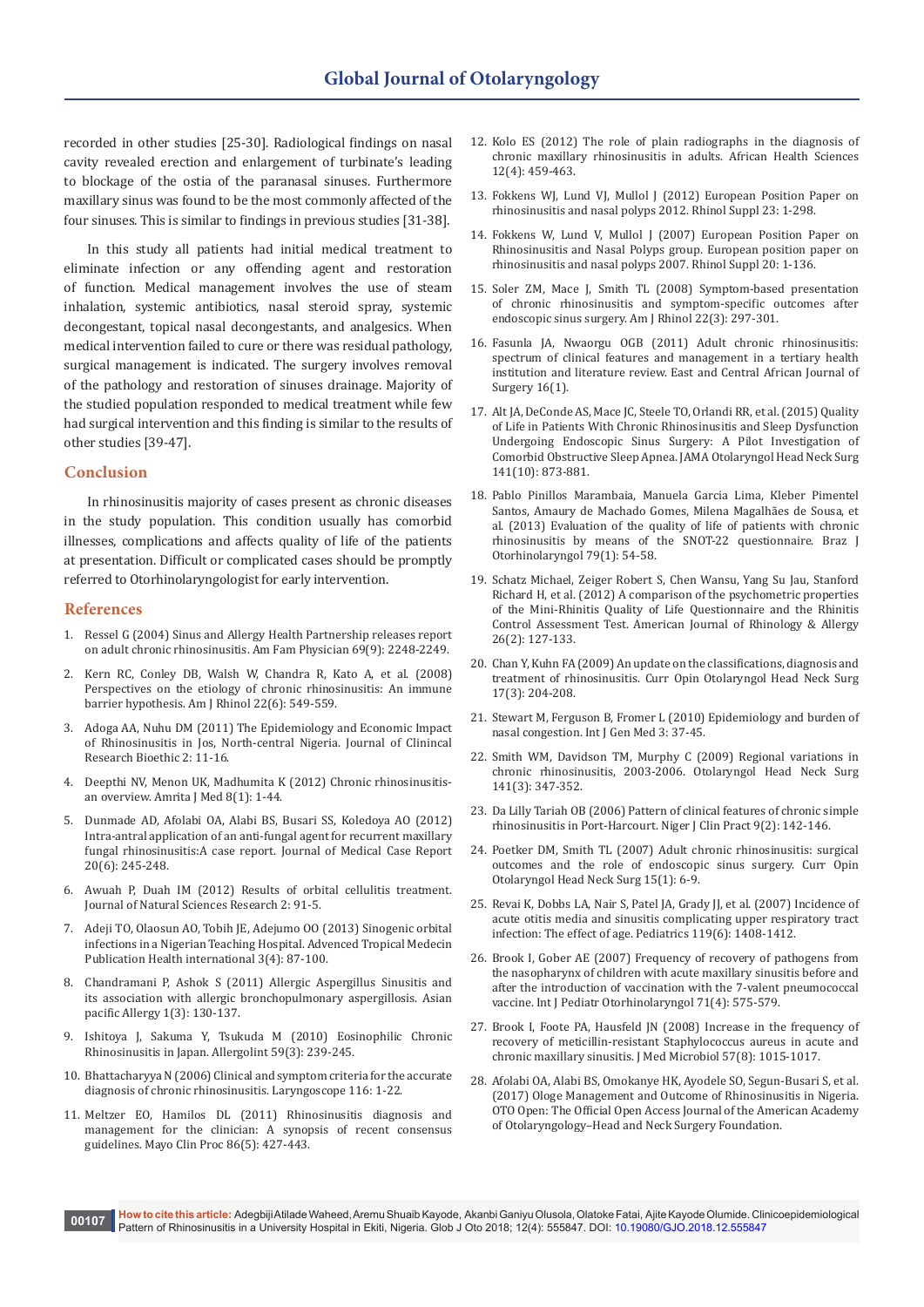recorded in other studies [25-30]. Radiological findings on nasal cavity revealed erection and enlargement of turbinate's leading to blockage of the ostia of the paranasal sinuses. Furthermore maxillary sinus was found to be the most commonly affected of the four sinuses. This is similar to findings in previous studies [31-38].

In this study all patients had initial medical treatment to eliminate infection or any offending agent and restoration of function. Medical management involves the use of steam inhalation, systemic antibiotics, nasal steroid spray, systemic decongestant, topical nasal decongestants, and analgesics. When medical intervention failed to cure or there was residual pathology, surgical management is indicated. The surgery involves removal of the pathology and restoration of sinuses drainage. Majority of the studied population responded to medical treatment while few had surgical intervention and this finding is similar to the results of other studies [39-47].

## Conclusion

In rhinosinusitis majority of cases present as chronic diseases in the study population. This condition usually has comorbid illnesses, complications and affects quality of life of the patients at presentation. Difficult or complicated cases should be promptly referred to Otorhinolaryngologist for early intervention.

## References

1. Ressel G (2004) Sinus and Allergy Health Partnership releases report on adult chronic rhinosinusitis. Am Fam Physician 69(9): 2248-2249.
2. Kern RC, Conley DB, Walsh W, Chandra R, Kato A, et al. (2008) Perspectives on the etiology of chronic rhinosinusitis: An immune barrier hypothesis. Am J Rhinol 22(6): 549-559.
3. Adoga AA, Nuhu DM (2011) The Epidemiology and Economic Impact of Rhinosinusitis in Jos, North-central Nigeria. Journal of Clinical Research Bioethic 2: 11-16.
4. Deepthi NV, Menon UK, Madhumita K (2012) Chronic rhinosinusitis-an overview. Amrita J Med 8(1): 1-44.
5. Dunmade AD, Afolabi OA, Alabi BS, Busari SS, Koledoya AO (2012) Intra-antral application of an anti-fungal agent for recurrent maxillary fungal rhinosinusitis:A case report. Journal of Medical Case Report 20(6): 245-248.
6. Awuah P, Duah IM (2012) Results of orbital cellulitis treatment. Journal of Natural Sciences Research 2: 91-5.
7. Adeji TO, Olaosun AO, Tobih JE, Adejumo OO (2013) Sinogenic orbital infections in a Nigerian Teaching Hospital. Advanced Tropical Medecin Publication Health international 3(4): 87-100.
8. Chandramani P, Ashok S (2011) Allergic Aspergillus Sinusitis and its association with allergic bronchopulmonary aspergillosis. Asian pacific Allergy 1(3): 130-137.
9. Ishitoya J, Sakuma Y, Tsukuda M (2010) Eosinophilic Chronic Rhinosinusitis in Japan. Allergolint 59(3): 239-245.
10. Bhattacharyya N (2006) Clinical and symptom criteria for the accurate diagnosis of chronic rhinosinusitis. Laryngoscope 116: 1-22.
11. Meltzer EO, Hamilos DL (2011) Rhinosinusitis diagnosis and management for the clinician: A synopsis of recent consensus guidelines. Mayo Clin Proc 86(5): 427-443.
12. Kolo ES (2012) The role of plain radiographs in the diagnosis of chronic maxillary rhinosinusitis in adults. African Health Sciences 12(4): 459-463.
13. Fokkens WJ, Lund VJ, Mullol J (2012) European Position Paper on rhinosinusitis and nasal polyps 2012. Rhinol Suppl 23: 1-298.
14. Fokkens W, Lund V, Mullol J (2007) European Position Paper on Rhinosinusitis and Nasal Polyps group. European position paper on rhinosinusitis and nasal polyps 2007. Rhinol Suppl 20: 1-136.
15. Soler ZM, Mace J, Smith TL (2008) Symptom-based presentation of chronic rhinosinusitis and symptom-specific outcomes after endoscopic sinus surgery. Am J Rhinol 22(3): 297-301.
16. Fasunla JA, Nwaorgu OGB (2011) Adult chronic rhinosinusitis: spectrum of clinical features and management in a tertiary health institution and literature review. East and Central African Journal of Surgery 16(1).
17. Alt JA, DeConde AS, Mace JC, Steele TO, Orlandi RR, et al. (2015) Quality of Life in Patients With Chronic Rhinosinusitis and Sleep Dysfunction Undergoing Endoscopic Sinus Surgery: A Pilot Investigation of Comorbid Obstructive Sleep Apnea. JAMA Otolaryngol Head Neck Surg 141(10): 873-881.
18. Pablo Pinillos Marambaia, Manuela Garcia Lima, Kleber Pimentel Santos, Amaury de Machado Gomes, Milena Magalhães de Sousa, et al. (2013) Evaluation of the quality of life of patients with chronic rhinosinusitis by means of the SNOT-22 questionnaire. Braz J Otorhinolaryngol 79(1): 54-58.
19. Schatz Michael, Zeiger Robert S, Chen Wansu, Yang Su Jau, Stanford Richard H, et al. (2012) A comparison of the psychometric properties of the Mini-Rhinitis Quality of Life Questionnaire and the Rhinitis Control Assessment Test. American Journal of Rhinology & Allergy 26(2): 127-133.
20. Chan Y, Kuhn FA (2009) An update on the classifications, diagnosis and treatment of rhinosinusitis. Curr Opin Otolaryngol Head Neck Surg 17(3): 204-208.
21. Stewart M, Ferguson B, Fromer L (2010) Epidemiology and burden of nasal congestion. Int J Gen Med 3: 37-45.
22. Smith WM, Davidson TM, Murphy C (2009) Regional variations in chronic rhinosinusitis, 2003-2006. Otolaryngol Head Neck Surg 141(3): 347-352.
23. Da Lilly Tariah OB (2006) Pattern of clinical features of chronic simple rhinosinusitis in Port-Harcourt. Niger J Clin Pract 9(2): 142-146.
24. Poetker DM, Smith TL (2007) Adult chronic rhinosinusitis: surgical outcomes and the role of endoscopic sinus surgery. Curr Opin Otolaryngol Head Neck Surg 15(1): 6-9.
25. Revai K, Dobbs LA, Nair S, Patel JA, Grady JJ, et al. (2007) Incidence of acute otitis media and sinusitis complicating upper respiratory tract infection: The effect of age. Pediatrics 119(6): 1408-1412.
26. Brook I, Gober AE (2007) Frequency of recovery of pathogens from the nasopharynx of children with acute maxillary sinusitis before and after the introduction of vaccination with the 7-valent pneumococcal vaccine. Int J Pediatr Otorhinolaryngol 71(4): 575-579.
27. Brook I, Foote PA, Hausfeld JN (2008) Increase in the frequency of recovery of meticillin-resistant Staphylococcus aureus in acute and chronic maxillary sinusitis. J Med Microbiol 57(8): 1015-1017.
28. Afolabi OA, Alabi BS, Omokanye HK, Ayodele SO, Segun-Busari S, et al. (2017) Ologe Management and Outcome of Rhinosinusitis in Nigeria. OTO Open: The Official Open Access Journal of the American Academy of Otolaryngology–Head and Neck Surgery Foundation.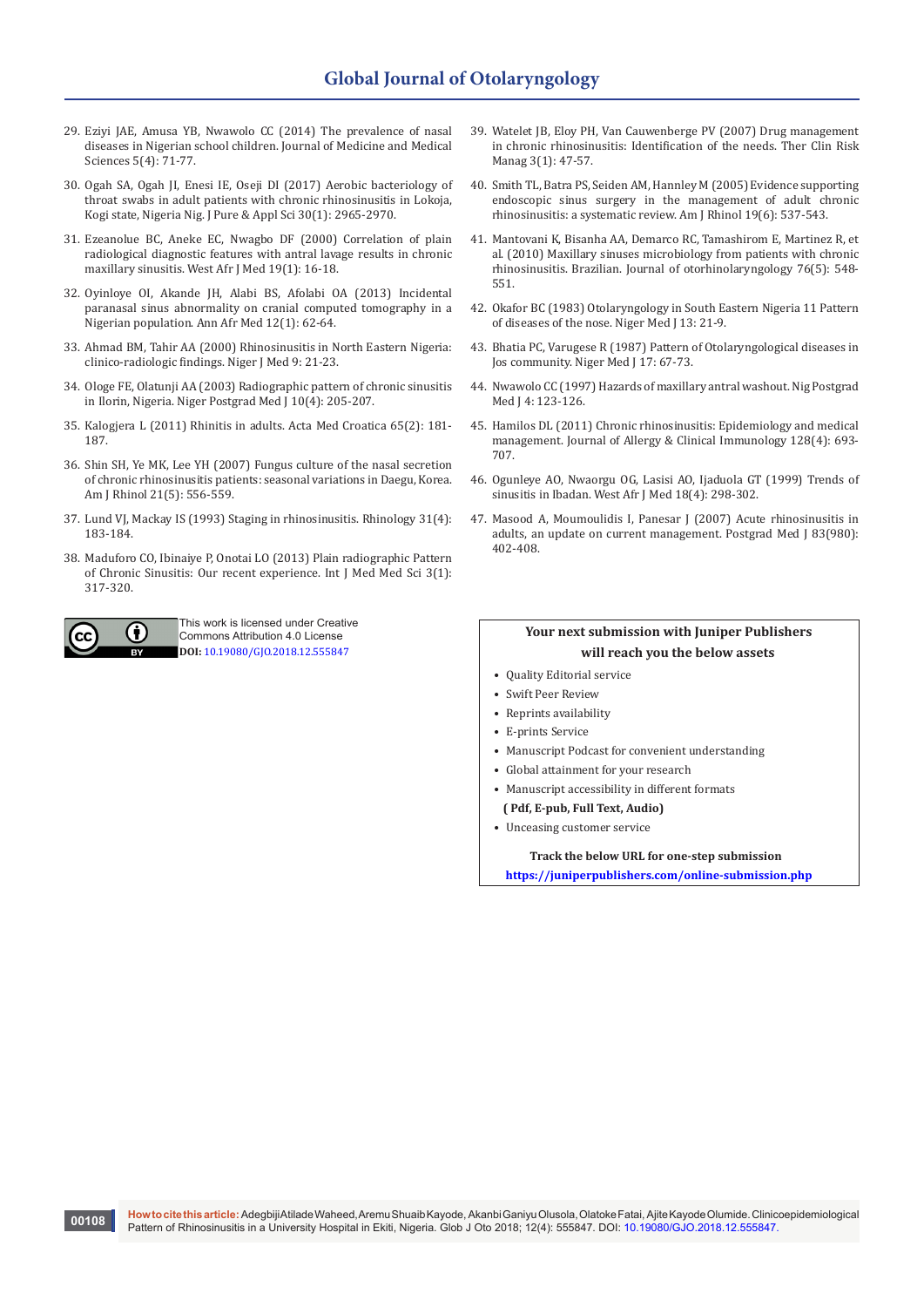29. Eziyi JAE, Amusa YB, Nwawolo CC (2014) The prevalence of nasal diseases in Nigerian school children. Journal of Medicine and Medical Sciences 5(4): 71-77.
30. Ogah SA, Ogah JI, Enesi IE, Oseji DI (2017) Aerobic bacteriology of throat swabs in adult patients with chronic rhinosinusitis in Lokoja, Kogi state, Nigeria Nig. J Pure & Appl Sci 30(1): 2965-2970.
31. Ezeanolue BC, Aneke EC, Nwagbo DF (2000) Correlation of plain radiological diagnostic features with antral lavage results in chronic maxillary sinusitis. West Afr J Med 19(1): 16-18.
32. Oyinloye OI, Akande JH, Alabi BS, Afolabi OA (2013) Incidental paranasal sinus abnormality on cranial computed tomography in a Nigerian population. Ann Afr Med 12(1): 62-64.
33. Ahmad BM, Tahir AA (2000) Rhinosinusitis in North Eastern Nigeria: clinico-radiologic findings. Niger J Med 9: 21-23.
34. Ologe FE, Olatunji AA (2003) Radiographic pattern of chronic sinusitis in Ilorin, Nigeria. Niger Postgrad Med J 10(4): 205-207.
35. Kalogjera L (2011) Rhinitis in adults. Acta Med Croatica 65(2): 181-187.
36. Shin SH, Ye MK, Lee YH (2007) Fungus culture of the nasal secretion of chronic rhinosinusitis patients: seasonal variations in Daegu, Korea. Am J Rhinol 21(5): 556-559.
37. Lund VJ, Mackay IS (1993) Staging in rhinosinusitis. Rhinology 31(4): 183-184.
38. Maduforo CO, Ibinaiye P, Onotai LO (2013) Plain radiographic Pattern of Chronic Sinusitis: Our recent experience. Int J Med Med Sci 3(1): 317-320.
39. Watelet JB, Eloy PH, Van Cauwenberge PV (2007) Drug management in chronic rhinosinusitis: Identification of the needs. Ther Clin Risk Manag 3(1): 47-57.
40. Smith TL, Batra PS, Seiden AM, Hannley M (2005) Evidence supporting endoscopic sinus surgery in the management of adult chronic rhinosinusitis: a systematic review. Am J Rhinol 19(6): 537-543.
41. Mantovani K, Bisanha AA, Demarco RC, Tamashirom E, Martinez R, et al. (2010) Maxillary sinuses microbiology from patients with chronic rhinosinusitis. Brazilian. Journal of otorhinolaryngology 76(5): 548-551.
42. Okafor BC (1983) Otolaryngology in South Eastern Nigeria 11 Pattern of diseases of the nose. Niger Med J 13: 21-9.
43. Bhatia PC, Varugese R (1987) Pattern of Otolaryngological diseases in Jos community. Niger Med J 17: 67-73.
44. Nwawolo CC (1997) Hazards of maxillary antral washout. Nig Postgrad Med J 4: 123-126.
45. Hamilos DL (2011) Chronic rhinosinusitis: Epidemiology and medical management. Journal of Allergy & Clinical Immunology 128(4): 693-707.
46. Ogunleye AO, Nwaorgu OG, Lasisi AO, Ijaduola GT (1999) Trends of sinusitis in Ibadan. West Afr J Med 18(4): 298-302.
47. Masood A, Moumoulidis I, Panesar J (2007) Acute rhinosinusitis in adults, an update on current management. Postgrad Med J 83(980): 402-408.

This work is licensed under Creative Commons Attribution 4.0 License
**DOI:** 10.19080/GJO.2018.12.555847

**Your next submission with Juniper Publishers will reach you the below assets**

- Quality Editorial service
- Swift Peer Review
- Reprints availability
- E-prints Service
- Manuscript Podcast for convenient understanding
- Global attainment for your research
- Manuscript accessibility in different formats
  **( Pdf, E-pub, Full Text, Audio)**
- Unceasing customer service

**Track the below URL for one-step submission**
**https://juniperpublishers.com/online-submission.php**

**How to cite this article:** Adegbiji Atilade Waheed, Aremu Shuaib Kayode, Akanbi Ganiyu Olusola, Olatoke Fatai, Ajite Kayode Olumide. Clinicoepidemiological Pattern of Rhinosinusitis in a University Hospital in Ekiti, Nigeria. Glob J Oto 2018; 12(4): 555847. DOI: 10.19080/GJO.2018.12.555847.